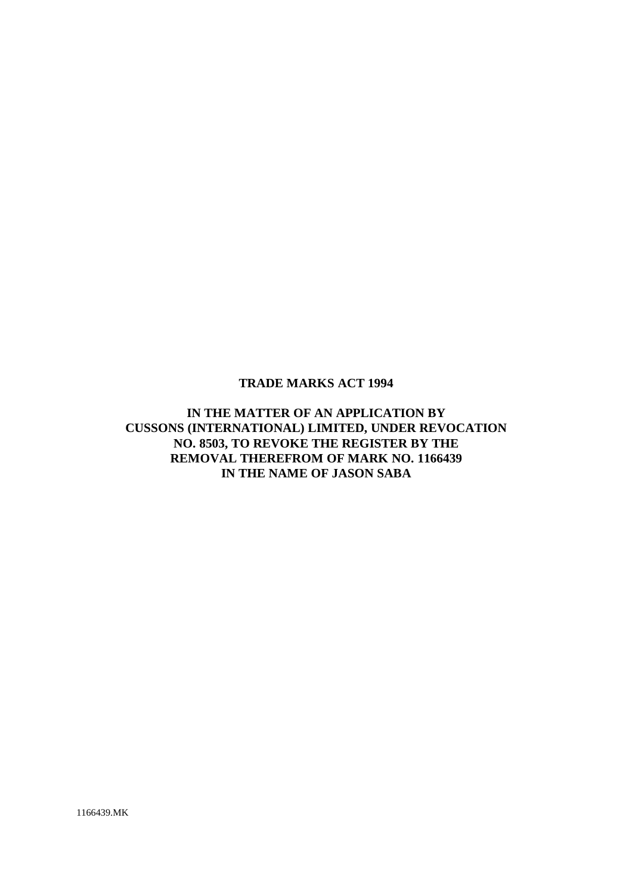**TRADE MARKS ACT 1994**

**IN THE MATTER OF AN APPLICATION BY CUSSONS (INTERNATIONAL) LIMITED, UNDER REVOCATION NO. 8503, TO REVOKE THE REGISTER BY THE REMOVAL THEREFROM OF MARK NO. 1166439 IN THE NAME OF JASON SABA**

1166439.MK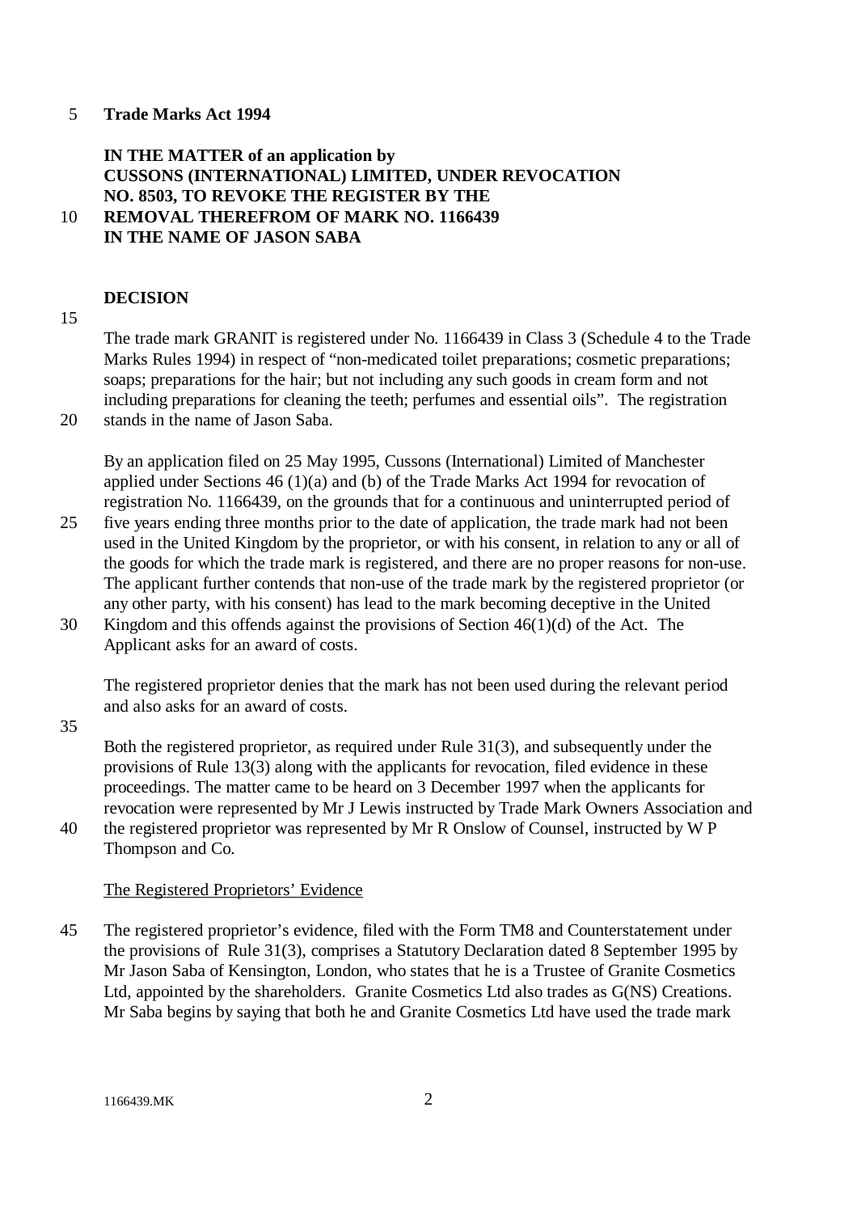**Trade Marks Act 1994**

**IN THE MATTER of an application by CUSSONS (INTERNATIONAL) LIMITED, UNDER REVOCATION NO. 8503, TO REVOKE THE REGISTER BY THE REMOVAL THEREFROM OF MARK NO. 1166439 IN THE NAME OF JASON SABA**

**DECISION**

The trade mark GRANIT is registered under No. 1166439 in Class 3 (Schedule 4 to the Trade Marks Rules 1994) in respect of "non-medicated toilet preparations; cosmetic preparations; soaps; preparations for the hair; but not including any such goods in cream form and not including preparations for cleaning the teeth; perfumes and essential oils". The registration stands in the name of Jason Saba.

By an application filed on 25 May 1995, Cussons (International) Limited of Manchester applied under Sections 46 (1)(a) and (b) of the Trade Marks Act 1994 for revocation of registration No. 1166439, on the grounds that for a continuous and uninterrupted period of five years ending three months prior to the date of application, the trade mark had not been used in the United Kingdom by the proprietor, or with his consent, in relation to any or all of the goods for which the trade mark is registered, and there are no proper reasons for non-use. The applicant further contends that non-use of the trade mark by the registered proprietor (or any other party, with his consent) has lead to the mark becoming deceptive in the United Kingdom and this offends against the provisions of Section 46(1)(d) of the Act. The Applicant asks for an award of costs.

The registered proprietor denies that the mark has not been used during the relevant period and also asks for an award of costs.

Both the registered proprietor, as required under Rule 31(3), and subsequently under the provisions of Rule 13(3) along with the applicants for revocation, filed evidence in these proceedings. The matter came to be heard on 3 December 1997 when the applicants for revocation were represented by Mr J Lewis instructed by Trade Mark Owners Association and the registered proprietor was represented by Mr R Onslow of Counsel, instructed by W P Thompson and Co.

The Registered Proprietors' Evidence

The registered proprietor's evidence, filed with the Form TM8 and Counterstatement under the provisions of Rule 31(3), comprises a Statutory Declaration dated 8 September 1995 by Mr Jason Saba of Kensington, London, who states that he is a Trustee of Granite Cosmetics Ltd, appointed by the shareholders. Granite Cosmetics Ltd also trades as G(NS) Creations. Mr Saba begins by saying that both he and Granite Cosmetics Ltd have used the trade mark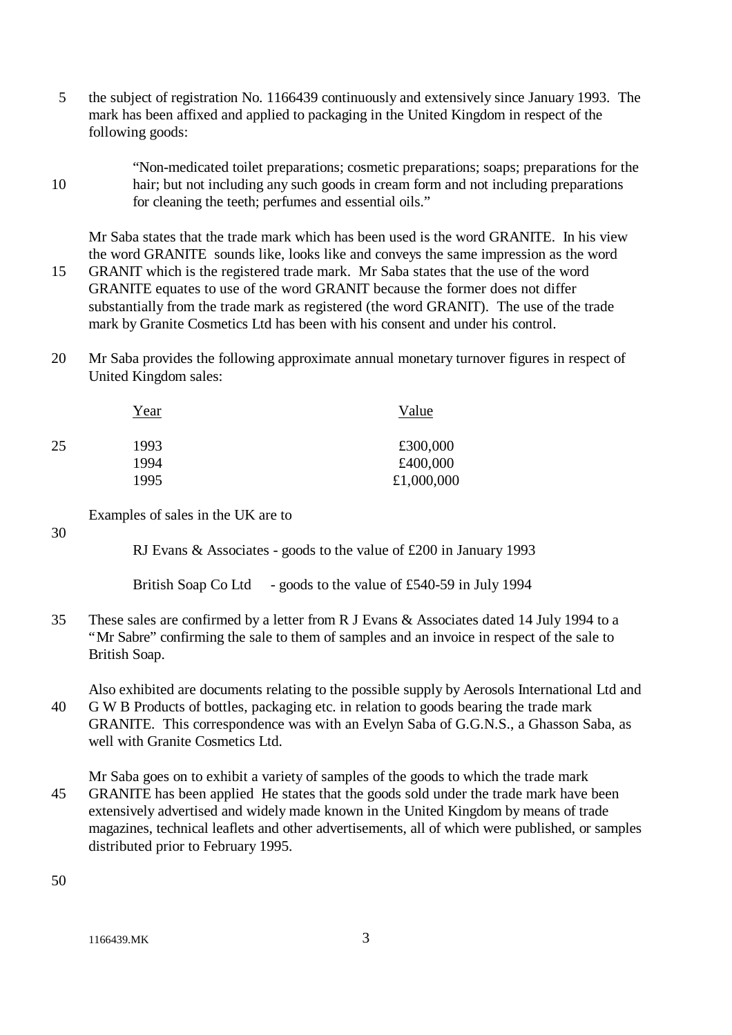the subject of registration No. 1166439 continuously and extensively since January 1993. The mark has been affixed and applied to packaging in the United Kingdom in respect of the following goods:

> "Non-medicated toilet preparations; cosmetic preparations; soaps; preparations for the hair; but not including any such goods in cream form and not including preparations for cleaning the teeth; perfumes and essential oils."

Mr Saba states that the trade mark which has been used is the word GRANITE. In his view the word GRANITE sounds like, looks like and conveys the same impression as the word GRANIT which is the registered trade mark. Mr Saba states that the use of the word GRANITE equates to use of the word GRANIT because the former does not differ substantially from the trade mark as registered (the word GRANIT). The use of the trade mark by Granite Cosmetics Ltd has been with his consent and under his control.

Mr Saba provides the following approximate annual monetary turnover figures in respect of United Kingdom sales:

| Year | Value |
|---|---|
| 1993 | £300,000 |
| 1994 | £400,000 |
| 1995 | £1,000,000 |

Examples of sales in the UK are to

> RJ Evans & Associates - goods to the value of £200 in January 1993
>
> British Soap Co Ltd - goods to the value of £540-59 in July 1994

These sales are confirmed by a letter from R J Evans & Associates dated 14 July 1994 to a "Mr Sabre" confirming the sale to them of samples and an invoice in respect of the sale to British Soap.

Also exhibited are documents relating to the possible supply by Aerosols International Ltd and G W B Products of bottles, packaging etc. in relation to goods bearing the trade mark GRANITE. This correspondence was with an Evelyn Saba of G.G.N.S., a Ghasson Saba, as well with Granite Cosmetics Ltd.

Mr Saba goes on to exhibit a variety of samples of the goods to which the trade mark GRANITE has been applied He states that the goods sold under the trade mark have been extensively advertised and widely made known in the United Kingdom by means of trade magazines, technical leaflets and other advertisements, all of which were published, or samples distributed prior to February 1995.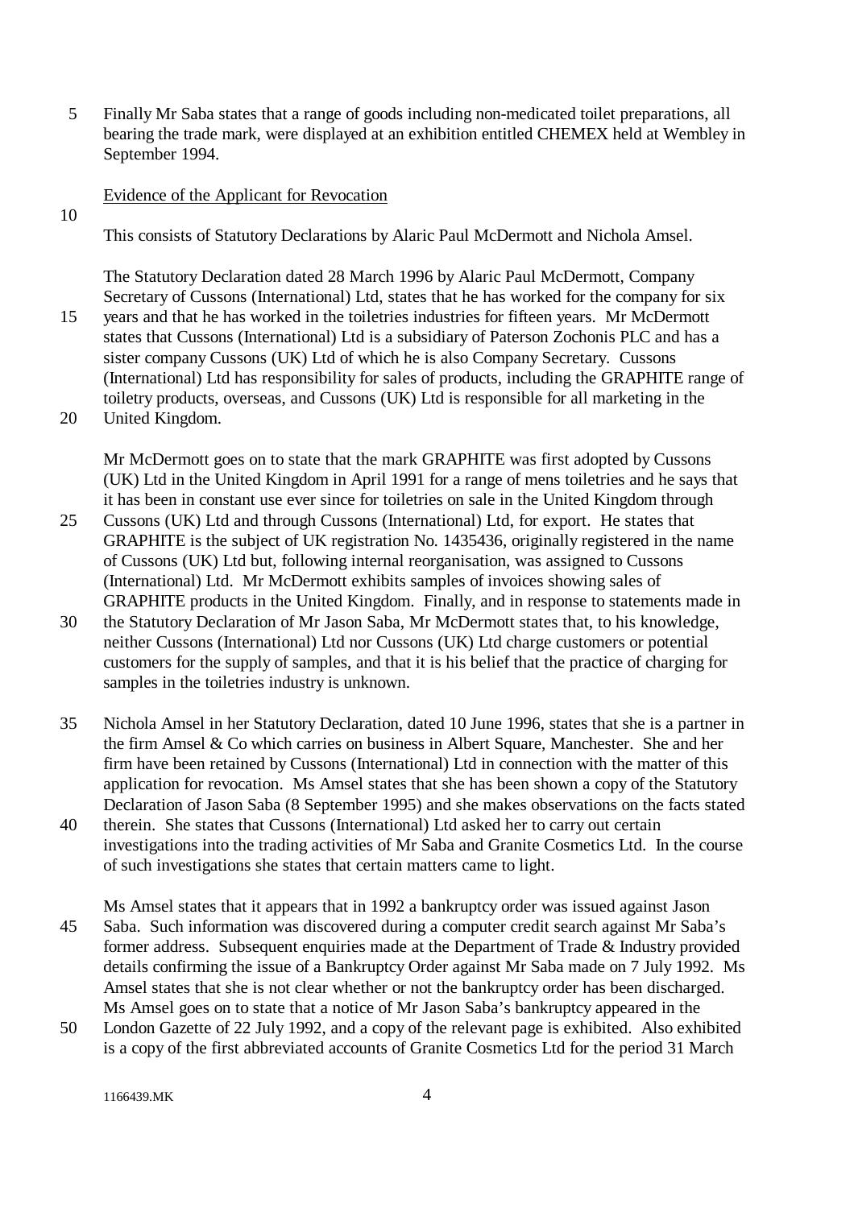Finally Mr Saba states that a range of goods including non-medicated toilet preparations, all bearing the trade mark, were displayed at an exhibition entitled CHEMEX held at Wembley in September 1994.

## Evidence of the Applicant for Revocation

This consists of Statutory Declarations by Alaric Paul McDermott and Nichola Amsel.

The Statutory Declaration dated 28 March 1996 by Alaric Paul McDermott, Company Secretary of Cussons (International) Ltd, states that he has worked for the company for six years and that he has worked in the toiletries industries for fifteen years. Mr McDermott states that Cussons (International) Ltd is a subsidiary of Paterson Zochonis PLC and has a sister company Cussons (UK) Ltd of which he is also Company Secretary. Cussons (International) Ltd has responsibility for sales of products, including the GRAPHITE range of toiletry products, overseas, and Cussons (UK) Ltd is responsible for all marketing in the United Kingdom.

Mr McDermott goes on to state that the mark GRAPHITE was first adopted by Cussons (UK) Ltd in the United Kingdom in April 1991 for a range of mens toiletries and he says that it has been in constant use ever since for toiletries on sale in the United Kingdom through Cussons (UK) Ltd and through Cussons (International) Ltd, for export. He states that GRAPHITE is the subject of UK registration No. 1435436, originally registered in the name of Cussons (UK) Ltd but, following internal reorganisation, was assigned to Cussons (International) Ltd. Mr McDermott exhibits samples of invoices showing sales of GRAPHITE products in the United Kingdom. Finally, and in response to statements made in the Statutory Declaration of Mr Jason Saba, Mr McDermott states that, to his knowledge, neither Cussons (International) Ltd nor Cussons (UK) Ltd charge customers or potential customers for the supply of samples, and that it is his belief that the practice of charging for samples in the toiletries industry is unknown.

Nichola Amsel in her Statutory Declaration, dated 10 June 1996, states that she is a partner in the firm Amsel & Co which carries on business in Albert Square, Manchester. She and her firm have been retained by Cussons (International) Ltd in connection with the matter of this application for revocation. Ms Amsel states that she has been shown a copy of the Statutory Declaration of Jason Saba (8 September 1995) and she makes observations on the facts stated therein. She states that Cussons (International) Ltd asked her to carry out certain investigations into the trading activities of Mr Saba and Granite Cosmetics Ltd. In the course of such investigations she states that certain matters came to light.

Ms Amsel states that it appears that in 1992 a bankruptcy order was issued against Jason Saba. Such information was discovered during a computer credit search against Mr Saba's former address. Subsequent enquiries made at the Department of Trade & Industry provided details confirming the issue of a Bankruptcy Order against Mr Saba made on 7 July 1992. Ms Amsel states that she is not clear whether or not the bankruptcy order has been discharged. Ms Amsel goes on to state that a notice of Mr Jason Saba's bankruptcy appeared in the London Gazette of 22 July 1992, and a copy of the relevant page is exhibited. Also exhibited is a copy of the first abbreviated accounts of Granite Cosmetics Ltd for the period 31 March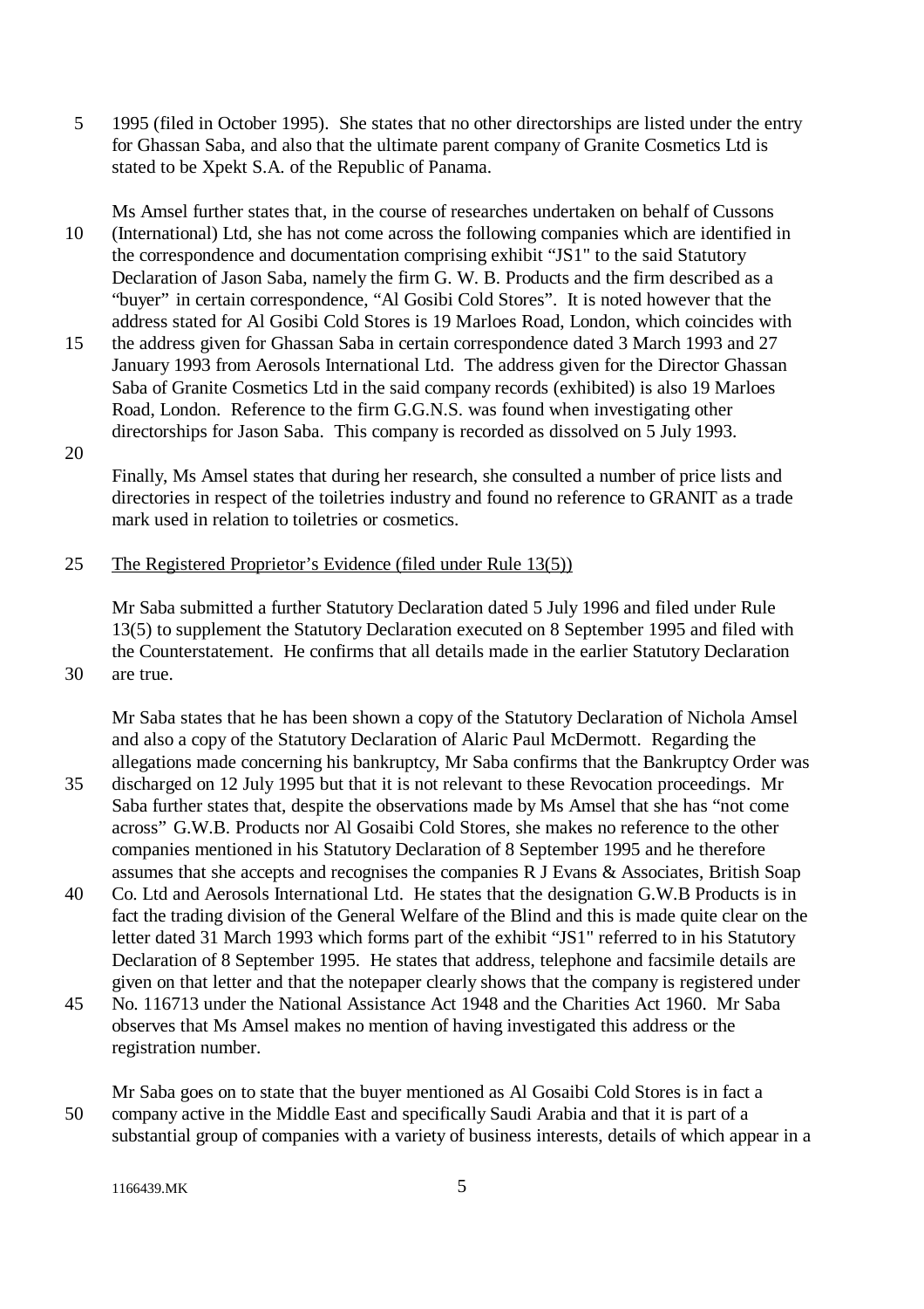1995 (filed in October 1995). She states that no other directorships are listed under the entry for Ghassan Saba, and also that the ultimate parent company of Granite Cosmetics Ltd is stated to be Xpekt S.A. of the Republic of Panama.

Ms Amsel further states that, in the course of researches undertaken on behalf of Cussons (International) Ltd, she has not come across the following companies which are identified in the correspondence and documentation comprising exhibit "JS1" to the said Statutory Declaration of Jason Saba, namely the firm G. W. B. Products and the firm described as a "buyer" in certain correspondence, "Al Gosibi Cold Stores". It is noted however that the address stated for Al Gosibi Cold Stores is 19 Marloes Road, London, which coincides with the address given for Ghassan Saba in certain correspondence dated 3 March 1993 and 27 January 1993 from Aerosols International Ltd. The address given for the Director Ghassan Saba of Granite Cosmetics Ltd in the said company records (exhibited) is also 19 Marloes Road, London. Reference to the firm G.G.N.S. was found when investigating other directorships for Jason Saba. This company is recorded as dissolved on 5 July 1993.

Finally, Ms Amsel states that during her research, she consulted a number of price lists and directories in respect of the toiletries industry and found no reference to GRANIT as a trade mark used in relation to toiletries or cosmetics.

<u>The Registered Proprietor's Evidence (filed under Rule 13(5))</u>

Mr Saba submitted a further Statutory Declaration dated 5 July 1996 and filed under Rule 13(5) to supplement the Statutory Declaration executed on 8 September 1995 and filed with the Counterstatement. He confirms that all details made in the earlier Statutory Declaration are true.

Mr Saba states that he has been shown a copy of the Statutory Declaration of Nichola Amsel and also a copy of the Statutory Declaration of Alaric Paul McDermott. Regarding the allegations made concerning his bankruptcy, Mr Saba confirms that the Bankruptcy Order was discharged on 12 July 1995 but that it is not relevant to these Revocation proceedings. Mr Saba further states that, despite the observations made by Ms Amsel that she has "not come across" G.W.B. Products nor Al Gosaibi Cold Stores, she makes no reference to the other companies mentioned in his Statutory Declaration of 8 September 1995 and he therefore assumes that she accepts and recognises the companies R J Evans & Associates, British Soap Co. Ltd and Aerosols International Ltd. He states that the designation G.W.B Products is in fact the trading division of the General Welfare of the Blind and this is made quite clear on the letter dated 31 March 1993 which forms part of the exhibit "JS1" referred to in his Statutory Declaration of 8 September 1995. He states that address, telephone and facsimile details are given on that letter and that the notepaper clearly shows that the company is registered under No. 116713 under the National Assistance Act 1948 and the Charities Act 1960. Mr Saba observes that Ms Amsel makes no mention of having investigated this address or the registration number.

Mr Saba goes on to state that the buyer mentioned as Al Gosaibi Cold Stores is in fact a company active in the Middle East and specifically Saudi Arabia and that it is part of a substantial group of companies with a variety of business interests, details of which appear in a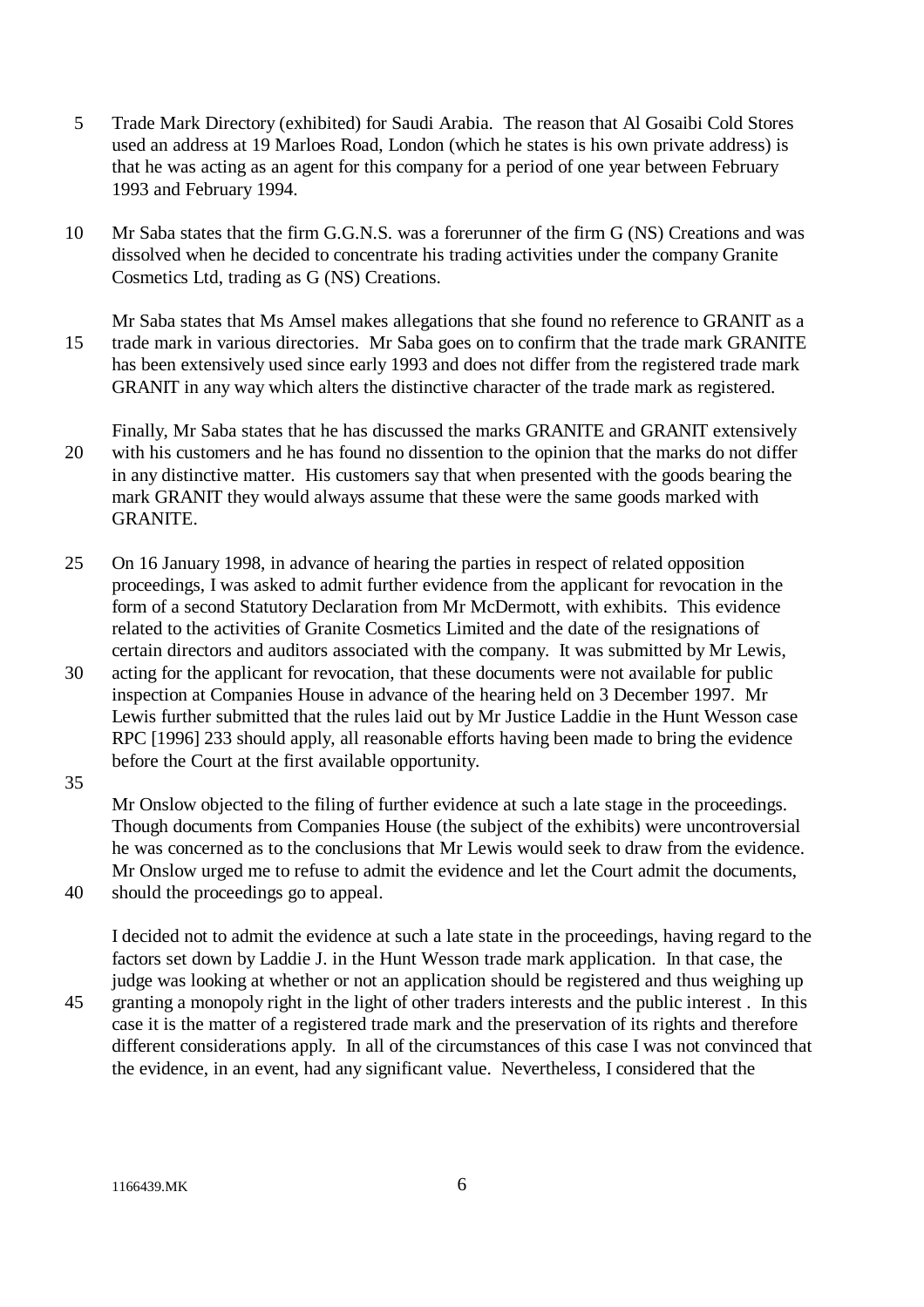Trade Mark Directory (exhibited) for Saudi Arabia. The reason that Al Gosaibi Cold Stores used an address at 19 Marloes Road, London (which he states is his own private address) is that he was acting as an agent for this company for a period of one year between February 1993 and February 1994.

Mr Saba states that the firm G.G.N.S. was a forerunner of the firm G (NS) Creations and was dissolved when he decided to concentrate his trading activities under the company Granite Cosmetics Ltd, trading as G (NS) Creations.

Mr Saba states that Ms Amsel makes allegations that she found no reference to GRANIT as a trade mark in various directories. Mr Saba goes on to confirm that the trade mark GRANITE has been extensively used since early 1993 and does not differ from the registered trade mark GRANIT in any way which alters the distinctive character of the trade mark as registered.

Finally, Mr Saba states that he has discussed the marks GRANITE and GRANIT extensively with his customers and he has found no dissention to the opinion that the marks do not differ in any distinctive matter. His customers say that when presented with the goods bearing the mark GRANIT they would always assume that these were the same goods marked with GRANITE.

On 16 January 1998, in advance of hearing the parties in respect of related opposition proceedings, I was asked to admit further evidence from the applicant for revocation in the form of a second Statutory Declaration from Mr McDermott, with exhibits. This evidence related to the activities of Granite Cosmetics Limited and the date of the resignations of certain directors and auditors associated with the company. It was submitted by Mr Lewis, acting for the applicant for revocation, that these documents were not available for public inspection at Companies House in advance of the hearing held on 3 December 1997. Mr Lewis further submitted that the rules laid out by Mr Justice Laddie in the Hunt Wesson case RPC [1996] 233 should apply, all reasonable efforts having been made to bring the evidence before the Court at the first available opportunity.

Mr Onslow objected to the filing of further evidence at such a late stage in the proceedings. Though documents from Companies House (the subject of the exhibits) were uncontroversial he was concerned as to the conclusions that Mr Lewis would seek to draw from the evidence. Mr Onslow urged me to refuse to admit the evidence and let the Court admit the documents, should the proceedings go to appeal.

I decided not to admit the evidence at such a late state in the proceedings, having regard to the factors set down by Laddie J. in the Hunt Wesson trade mark application. In that case, the judge was looking at whether or not an application should be registered and thus weighing up granting a monopoly right in the light of other traders interests and the public interest . In this case it is the matter of a registered trade mark and the preservation of its rights and therefore different considerations apply. In all of the circumstances of this case I was not convinced that the evidence, in an event, had any significant value. Nevertheless, I considered that the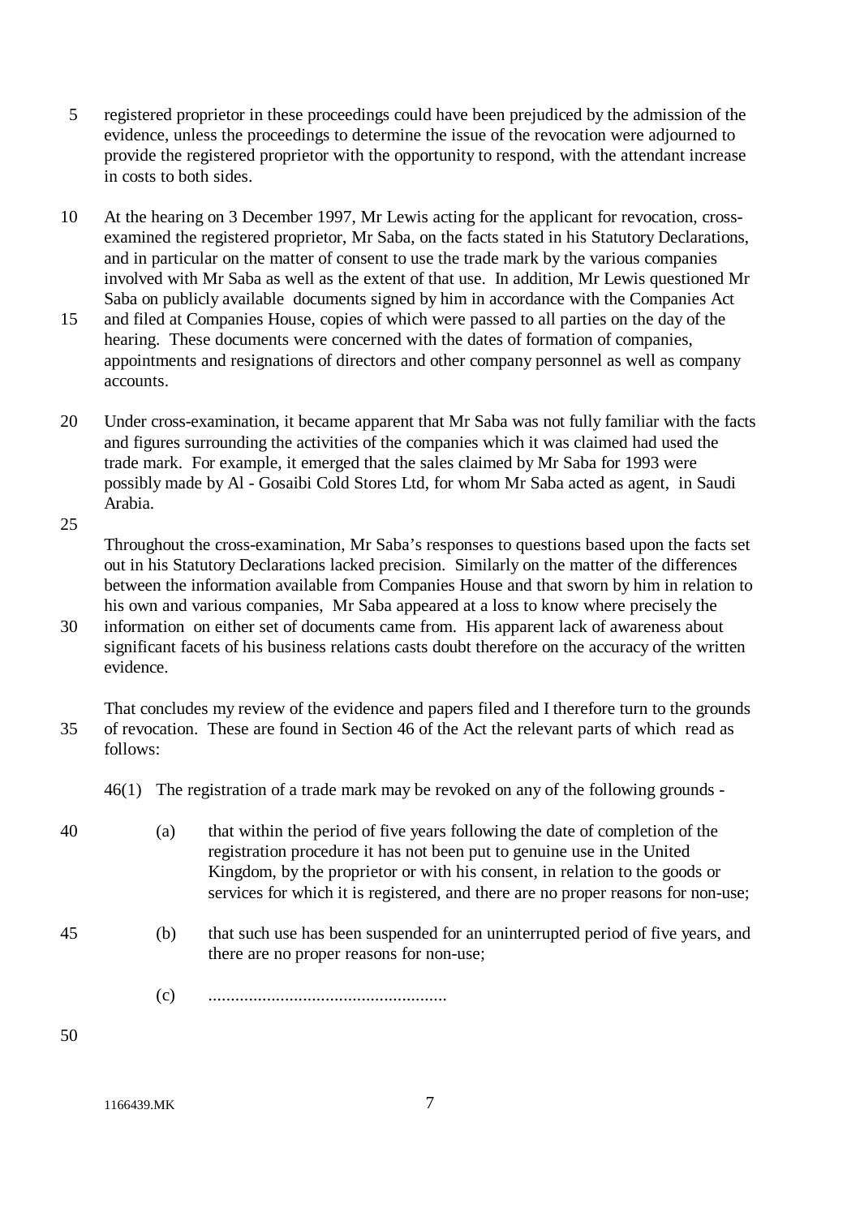registered proprietor in these proceedings could have been prejudiced by the admission of the evidence, unless the proceedings to determine the issue of the revocation were adjourned to provide the registered proprietor with the opportunity to respond, with the attendant increase in costs to both sides.

At the hearing on 3 December 1997, Mr Lewis acting for the applicant for revocation, cross-examined the registered proprietor, Mr Saba, on the facts stated in his Statutory Declarations, and in particular on the matter of consent to use the trade mark by the various companies involved with Mr Saba as well as the extent of that use. In addition, Mr Lewis questioned Mr Saba on publicly available documents signed by him in accordance with the Companies Act and filed at Companies House, copies of which were passed to all parties on the day of the hearing. These documents were concerned with the dates of formation of companies, appointments and resignations of directors and other company personnel as well as company accounts.

Under cross-examination, it became apparent that Mr Saba was not fully familiar with the facts and figures surrounding the activities of the companies which it was claimed had used the trade mark. For example, it emerged that the sales claimed by Mr Saba for 1993 were possibly made by Al - Gosaibi Cold Stores Ltd, for whom Mr Saba acted as agent, in Saudi Arabia.

Throughout the cross-examination, Mr Saba's responses to questions based upon the facts set out in his Statutory Declarations lacked precision. Similarly on the matter of the differences between the information available from Companies House and that sworn by him in relation to his own and various companies, Mr Saba appeared at a loss to know where precisely the information on either set of documents came from. His apparent lack of awareness about significant facets of his business relations casts doubt therefore on the accuracy of the written evidence.

That concludes my review of the evidence and papers filed and I therefore turn to the grounds of revocation. These are found in Section 46 of the Act the relevant parts of which read as follows:

46(1) The registration of a trade mark may be revoked on any of the following grounds -

(a) that within the period of five years following the date of completion of the registration procedure it has not been put to genuine use in the United Kingdom, by the proprietor or with his consent, in relation to the goods or services for which it is registered, and there are no proper reasons for non-use;

(b) that such use has been suspended for an uninterrupted period of five years, and there are no proper reasons for non-use;

(c) .....................................................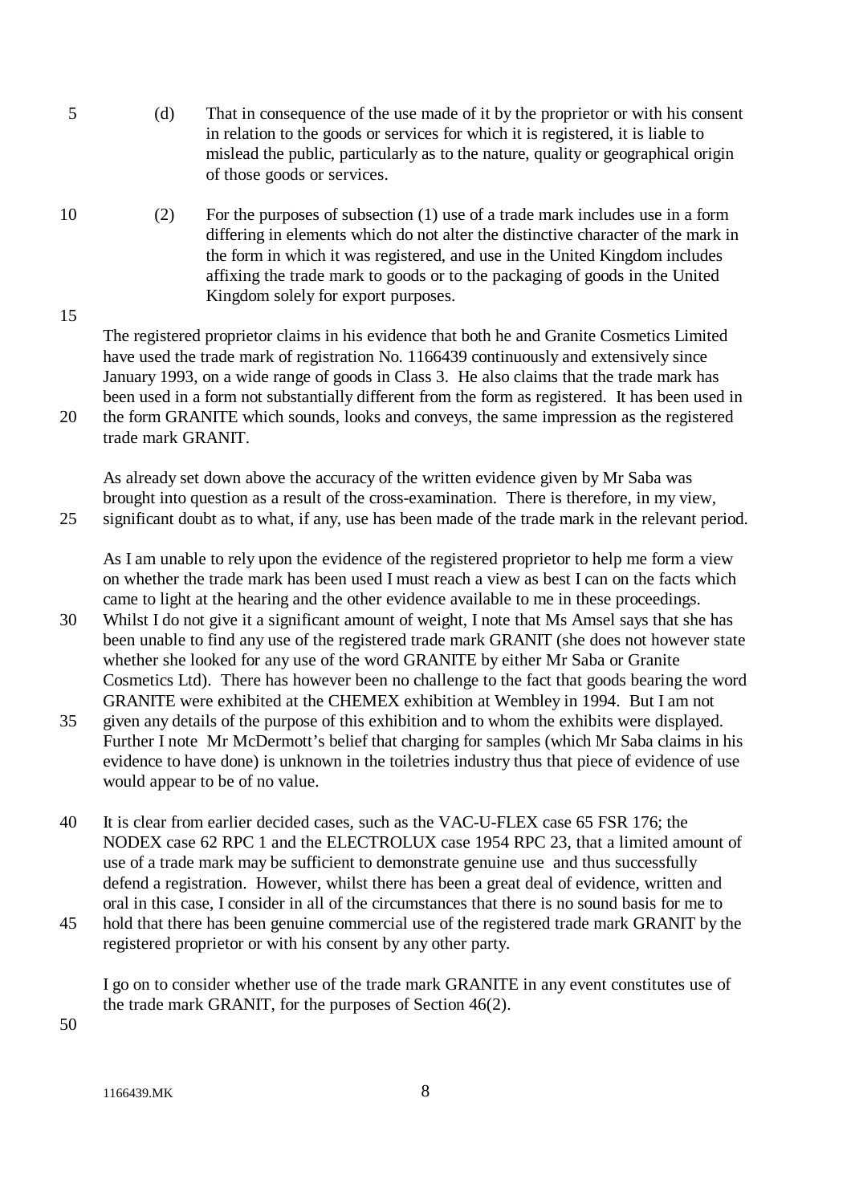(d) That in consequence of the use made of it by the proprietor or with his consent in relation to the goods or services for which it is registered, it is liable to mislead the public, particularly as to the nature, quality or geographical origin of those goods or services.

(2) For the purposes of subsection (1) use of a trade mark includes use in a form differing in elements which do not alter the distinctive character of the mark in the form in which it was registered, and use in the United Kingdom includes affixing the trade mark to goods or to the packaging of goods in the United Kingdom solely for export purposes.

The registered proprietor claims in his evidence that both he and Granite Cosmetics Limited have used the trade mark of registration No. 1166439 continuously and extensively since January 1993, on a wide range of goods in Class 3. He also claims that the trade mark has been used in a form not substantially different from the form as registered. It has been used in the form GRANITE which sounds, looks and conveys, the same impression as the registered trade mark GRANIT.

As already set down above the accuracy of the written evidence given by Mr Saba was brought into question as a result of the cross-examination. There is therefore, in my view, significant doubt as to what, if any, use has been made of the trade mark in the relevant period.

As I am unable to rely upon the evidence of the registered proprietor to help me form a view on whether the trade mark has been used I must reach a view as best I can on the facts which came to light at the hearing and the other evidence available to me in these proceedings. Whilst I do not give it a significant amount of weight, I note that Ms Amsel says that she has been unable to find any use of the registered trade mark GRANIT (she does not however state whether she looked for any use of the word GRANITE by either Mr Saba or Granite Cosmetics Ltd). There has however been no challenge to the fact that goods bearing the word GRANITE were exhibited at the CHEMEX exhibition at Wembley in 1994. But I am not given any details of the purpose of this exhibition and to whom the exhibits were displayed. Further I note Mr McDermott's belief that charging for samples (which Mr Saba claims in his evidence to have done) is unknown in the toiletries industry thus that piece of evidence of use would appear to be of no value.

It is clear from earlier decided cases, such as the VAC-U-FLEX case 65 FSR 176; the NODEX case 62 RPC 1 and the ELECTROLUX case 1954 RPC 23, that a limited amount of use of a trade mark may be sufficient to demonstrate genuine use and thus successfully defend a registration. However, whilst there has been a great deal of evidence, written and oral in this case, I consider in all of the circumstances that there is no sound basis for me to hold that there has been genuine commercial use of the registered trade mark GRANIT by the registered proprietor or with his consent by any other party.

I go on to consider whether use of the trade mark GRANITE in any event constitutes use of the trade mark GRANIT, for the purposes of Section 46(2).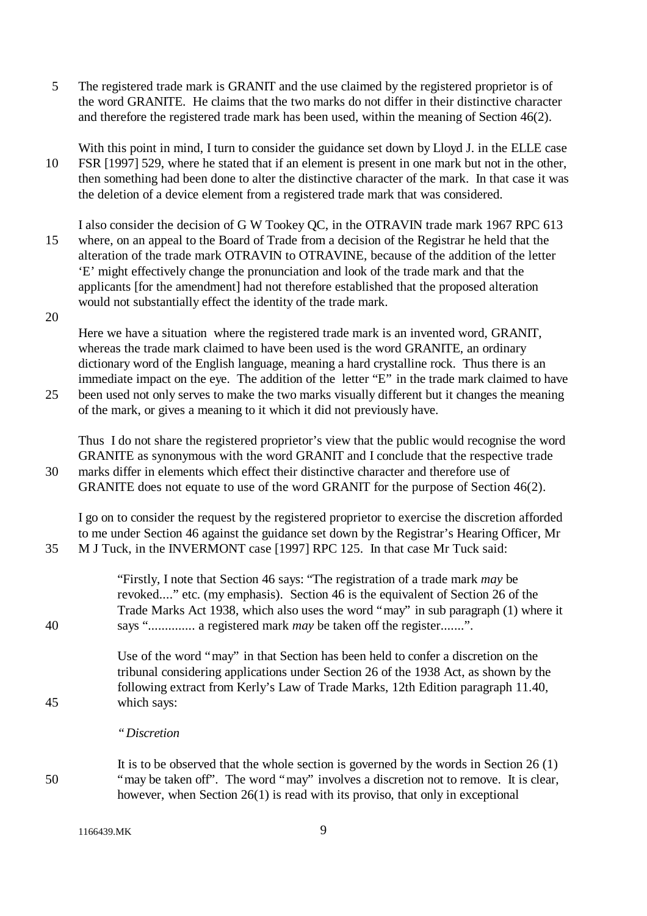The registered trade mark is GRANIT and the use claimed by the registered proprietor is of the word GRANITE. He claims that the two marks do not differ in their distinctive character and therefore the registered trade mark has been used, within the meaning of Section 46(2).

With this point in mind, I turn to consider the guidance set down by Lloyd J. in the ELLE case FSR [1997] 529, where he stated that if an element is present in one mark but not in the other, then something had been done to alter the distinctive character of the mark. In that case it was the deletion of a device element from a registered trade mark that was considered.

I also consider the decision of G W Tookey QC, in the OTRAVIN trade mark 1967 RPC 613 where, on an appeal to the Board of Trade from a decision of the Registrar he held that the alteration of the trade mark OTRAVIN to OTRAVINE, because of the addition of the letter 'E' might effectively change the pronunciation and look of the trade mark and that the applicants [for the amendment] had not therefore established that the proposed alteration would not substantially effect the identity of the trade mark.

Here we have a situation where the registered trade mark is an invented word, GRANIT, whereas the trade mark claimed to have been used is the word GRANITE, an ordinary dictionary word of the English language, meaning a hard crystalline rock. Thus there is an immediate impact on the eye. The addition of the letter "E" in the trade mark claimed to have been used not only serves to make the two marks visually different but it changes the meaning of the mark, or gives a meaning to it which it did not previously have.

Thus I do not share the registered proprietor's view that the public would recognise the word GRANITE as synonymous with the word GRANIT and I conclude that the respective trade marks differ in elements which effect their distinctive character and therefore use of GRANITE does not equate to use of the word GRANIT for the purpose of Section 46(2).

I go on to consider the request by the registered proprietor to exercise the discretion afforded to me under Section 46 against the guidance set down by the Registrar's Hearing Officer, Mr M J Tuck, in the INVERMONT case [1997] RPC 125. In that case Mr Tuck said:

> "Firstly, I note that Section 46 says: "The registration of a trade mark *may* be revoked...." etc. (my emphasis). Section 46 is the equivalent of Section 26 of the Trade Marks Act 1938, which also uses the word "may" in sub paragraph (1) where it says ".............. a registered mark *may* be taken off the register.......".
>
> Use of the word "may" in that Section has been held to confer a discretion on the tribunal considering applications under Section 26 of the 1938 Act, as shown by the following extract from Kerly's Law of Trade Marks, 12th Edition paragraph 11.40, which says:
>
> *"Discretion*
>
> It is to be observed that the whole section is governed by the words in Section 26 (1) "may be taken off". The word "may" involves a discretion not to remove. It is clear, however, when Section 26(1) is read with its proviso, that only in exceptional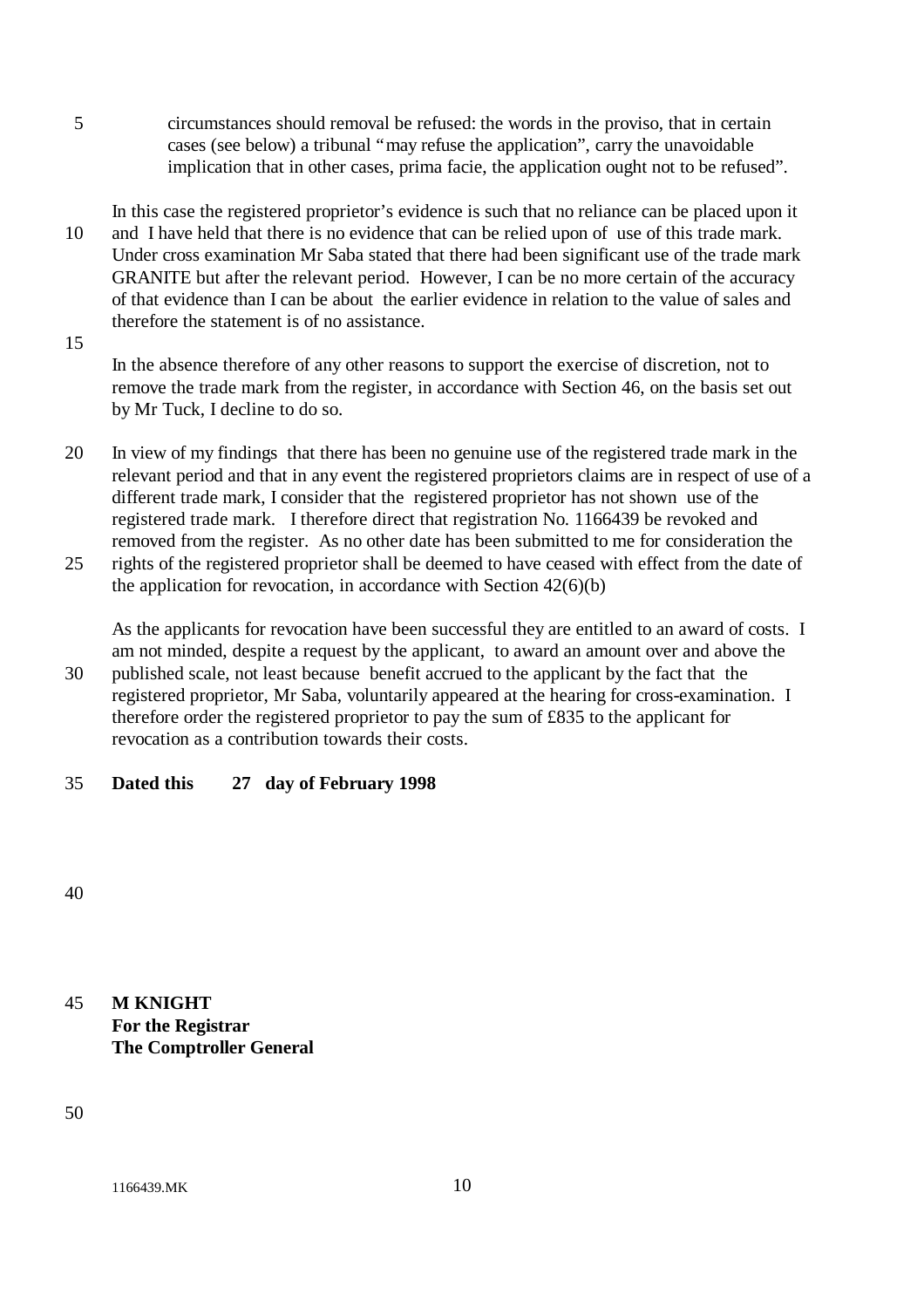circumstances should removal be refused: the words in the proviso, that in certain cases (see below) a tribunal "may refuse the application", carry the unavoidable implication that in other cases, prima facie, the application ought not to be refused".

In this case the registered proprietor's evidence is such that no reliance can be placed upon it and I have held that there is no evidence that can be relied upon of use of this trade mark. Under cross examination Mr Saba stated that there had been significant use of the trade mark GRANITE but after the relevant period. However, I can be no more certain of the accuracy of that evidence than I can be about the earlier evidence in relation to the value of sales and therefore the statement is of no assistance.

In the absence therefore of any other reasons to support the exercise of discretion, not to remove the trade mark from the register, in accordance with Section 46, on the basis set out by Mr Tuck, I decline to do so.

In view of my findings that there has been no genuine use of the registered trade mark in the relevant period and that in any event the registered proprietors claims are in respect of use of a different trade mark, I consider that the registered proprietor has not shown use of the registered trade mark. I therefore direct that registration No. 1166439 be revoked and removed from the register. As no other date has been submitted to me for consideration the rights of the registered proprietor shall be deemed to have ceased with effect from the date of the application for revocation, in accordance with Section 42(6)(b)

As the applicants for revocation have been successful they are entitled to an award of costs. I am not minded, despite a request by the applicant, to award an amount over and above the published scale, not least because benefit accrued to the applicant by the fact that the registered proprietor, Mr Saba, voluntarily appeared at the hearing for cross-examination. I therefore order the registered proprietor to pay the sum of £835 to the applicant for revocation as a contribution towards their costs.

**Dated this 27 day of February 1998**

**M KNIGHT**
**For the Registrar**
**The Comptroller General**